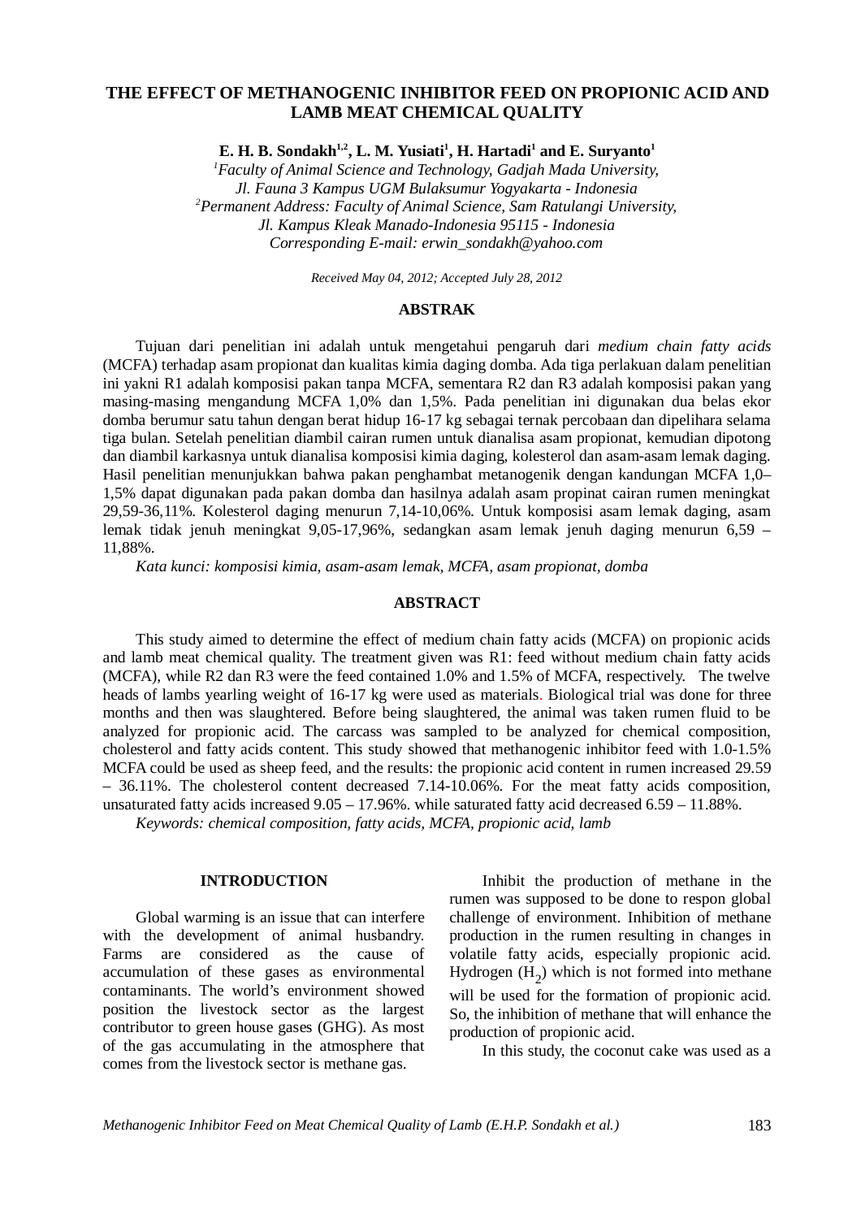# THE EFFECT OF METHANOGENIC INHIBITOR FEED ON PROPIONIC ACID AND LAMB MEAT CHEMICAL QUALITY

**E. H. B. Sondakh[1,2], L. M. Yusiati[1], H. Hartadi[1] and E. Suryanto[1]**

*[1]Faculty of Animal Science and Technology, Gadjah Mada University, Jl. Fauna 3 Kampus UGM Bulaksumur Yogyakarta - Indonesia*
*[2]Permanent Address: Faculty of Animal Science, Sam Ratulangi University, Jl. Kampus Kleak Manado-Indonesia 95115 - Indonesia*
*Corresponding E-mail: erwin_sondakh@yahoo.com*

*Received May 04, 2012; Accepted July 28, 2012*

## ABSTRAK

Tujuan dari penelitian ini adalah untuk mengetahui pengaruh dari *medium chain fatty acids* (MCFA) terhadap asam propionat dan kualitas kimia daging domba. Ada tiga perlakuan dalam penelitian ini yakni R1 adalah komposisi pakan tanpa MCFA, sementara R2 dan R3 adalah komposisi pakan yang masing-masing mengandung MCFA 1,0% dan 1,5%. Pada penelitian ini digunakan dua belas ekor domba berumur satu tahun dengan berat hidup 16-17 kg sebagai ternak percobaan dan dipelihara selama tiga bulan. Setelah penelitian diambil cairan rumen untuk dianalisa asam propionat, kemudian dipotong dan diambil karkasnya untuk dianalisa komposisi kimia daging, kolesterol dan asam-asam lemak daging. Hasil penelitian menunjukkan bahwa pakan penghambat metanogenik dengan kandungan MCFA 1,0–1,5% dapat digunakan pada pakan domba dan hasilnya adalah asam propinat cairan rumen meningkat 29,59-36,11%. Kolesterol daging menurun 7,14-10,06%. Untuk komposisi asam lemak daging, asam lemak tidak jenuh meningkat 9,05-17,96%, sedangkan asam lemak jenuh daging menurun 6,59 – 11,88%.

*Kata kunci: komposisi kimia, asam-asam lemak, MCFA, asam propionat, domba*

## ABSTRACT

This study aimed to determine the effect of medium chain fatty acids (MCFA) on propionic acids and lamb meat chemical quality. The treatment given was R1: feed without medium chain fatty acids (MCFA), while R2 dan R3 were the feed contained 1.0% and 1.5% of MCFA, respectively. The twelve heads of lambs yearling weight of 16-17 kg were used as materials. Biological trial was done for three months and then was slaughtered. Before being slaughtered, the animal was taken rumen fluid to be analyzed for propionic acid. The carcass was sampled to be analyzed for chemical composition, cholesterol and fatty acids content. This study showed that methanogenic inhibitor feed with 1.0-1.5% MCFA could be used as sheep feed, and the results: the propionic acid content in rumen increased 29.59 – 36.11%. The cholesterol content decreased 7.14-10.06%. For the meat fatty acids composition, unsaturated fatty acids increased 9.05 – 17.96%. while saturated fatty acid decreased 6.59 – 11.88%.

*Keywords: chemical composition, fatty acids, MCFA, propionic acid, lamb*

## INTRODUCTION

Global warming is an issue that can interfere with the development of animal husbandry. Farms are considered as the cause of accumulation of these gases as environmental contaminants. The world's environment showed position the livestock sector as the largest contributor to green house gases (GHG). As most of the gas accumulating in the atmosphere that comes from the livestock sector is methane gas.

Inhibit the production of methane in the rumen was supposed to be done to respon global challenge of environment. Inhibition of methane production in the rumen resulting in changes in volatile fatty acids, especially propionic acid. Hydrogen ($H_2$) which is not formed into methane will be used for the formation of propionic acid. So, the inhibition of methane that will enhance the production of propionic acid.

In this study, the coconut cake was used as a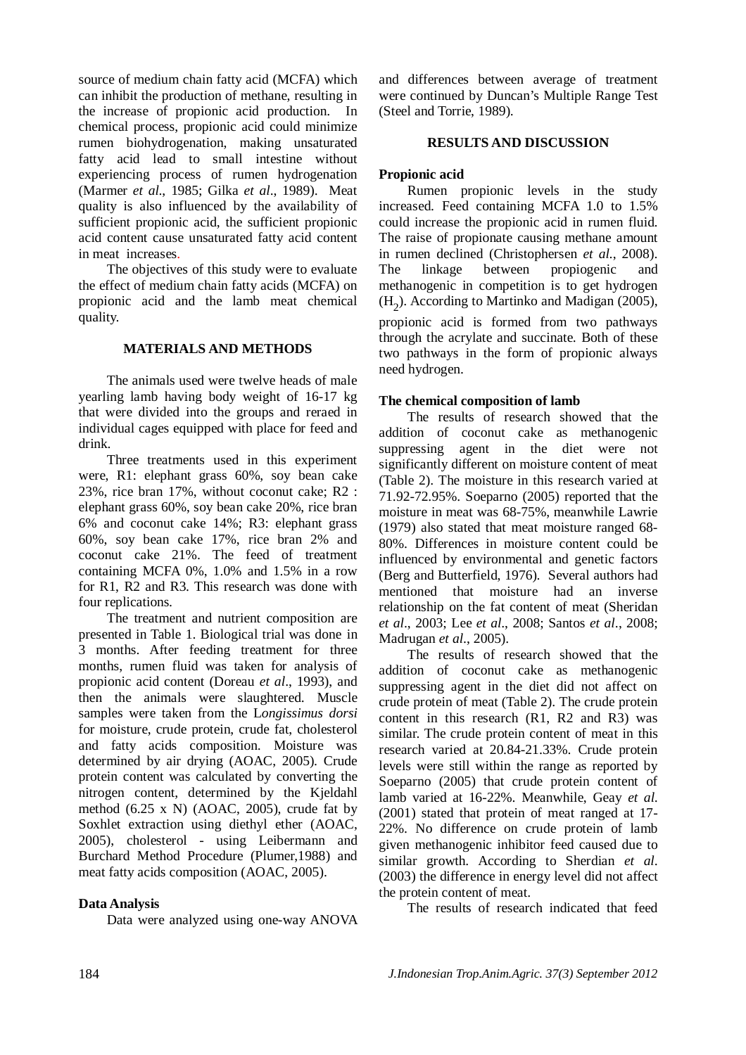source of medium chain fatty acid (MCFA) which can inhibit the production of methane, resulting in the increase of propionic acid production. In chemical process, propionic acid could minimize rumen biohydrogenation, making unsaturated fatty acid lead to small intestine without experiencing process of rumen hydrogenation (Marmer *et al*., 1985; Gilka *et al*., 1989). Meat quality is also influenced by the availability of sufficient propionic acid, the sufficient propionic acid content cause unsaturated fatty acid content in meat increases.

The objectives of this study were to evaluate the effect of medium chain fatty acids (MCFA) on propionic acid and the lamb meat chemical quality.

## MATERIALS AND METHODS

The animals used were twelve heads of male yearling lamb having body weight of 16-17 kg that were divided into the groups and reraed in individual cages equipped with place for feed and drink.

Three treatments used in this experiment were, R1: elephant grass 60%, soy bean cake 23%, rice bran 17%, without coconut cake; R2 : elephant grass 60%, soy bean cake 20%, rice bran 6% and coconut cake 14%; R3: elephant grass 60%, soy bean cake 17%, rice bran 2% and coconut cake 21%. The feed of treatment containing MCFA 0%, 1.0% and 1.5% in a row for R1, R2 and R3. This research was done with four replications.

The treatment and nutrient composition are presented in Table 1. Biological trial was done in 3 months. After feeding treatment for three months, rumen fluid was taken for analysis of propionic acid content (Doreau *et al*., 1993), and then the animals were slaughtered. Muscle samples were taken from the L*ongissimus dorsi* for moisture, crude protein, crude fat, cholesterol and fatty acids composition. Moisture was determined by air drying (AOAC, 2005). Crude protein content was calculated by converting the nitrogen content, determined by the Kjeldahl method (6.25 x N) (AOAC, 2005), crude fat by Soxhlet extraction using diethyl ether (AOAC, 2005), cholesterol - using Leibermann and Burchard Method Procedure (Plumer,1988) and meat fatty acids composition (AOAC, 2005).

### Data Analysis

Data were analyzed using one-way ANOVA and differences between average of treatment were continued by Duncan's Multiple Range Test (Steel and Torrie, 1989).

## RESULTS AND DISCUSSION

### Propionic acid

Rumen propionic levels in the study increased. Feed containing MCFA 1.0 to 1.5% could increase the propionic acid in rumen fluid. The raise of propionate causing methane amount in rumen declined (Christophersen *et al*., 2008). The linkage between propiogenic and methanogenic in competition is to get hydrogen ($H_2$). According to Martinko and Madigan (2005), propionic acid is formed from two pathways through the acrylate and succinate. Both of these two pathways in the form of propionic always need hydrogen.

### The chemical composition of lamb

The results of research showed that the addition of coconut cake as methanogenic suppressing agent in the diet were not significantly different on moisture content of meat (Table 2). The moisture in this research varied at 71.92-72.95%. Soeparno (2005) reported that the moisture in meat was 68-75%, meanwhile Lawrie (1979) also stated that meat moisture ranged 68-80%. Differences in moisture content could be influenced by environmental and genetic factors (Berg and Butterfield, 1976). Several authors had mentioned that moisture had an inverse relationship on the fat content of meat (Sheridan *et al*., 2003; Lee *et al*., 2008; Santos *et al*., 2008; Madrugan *et al*., 2005).

The results of research showed that the addition of coconut cake as methanogenic suppressing agent in the diet did not affect on crude protein of meat (Table 2). The crude protein content in this research (R1, R2 and R3) was similar. The crude protein content of meat in this research varied at 20.84-21.33%. Crude protein levels were still within the range as reported by Soeparno (2005) that crude protein content of lamb varied at 16-22%. Meanwhile, Geay *et al*. (2001) stated that protein of meat ranged at 17-22%. No difference on crude protein of lamb given methanogenic inhibitor feed caused due to similar growth. According to Sherdian *et al*. (2003) the difference in energy level did not affect the protein content of meat.

The results of research indicated that feed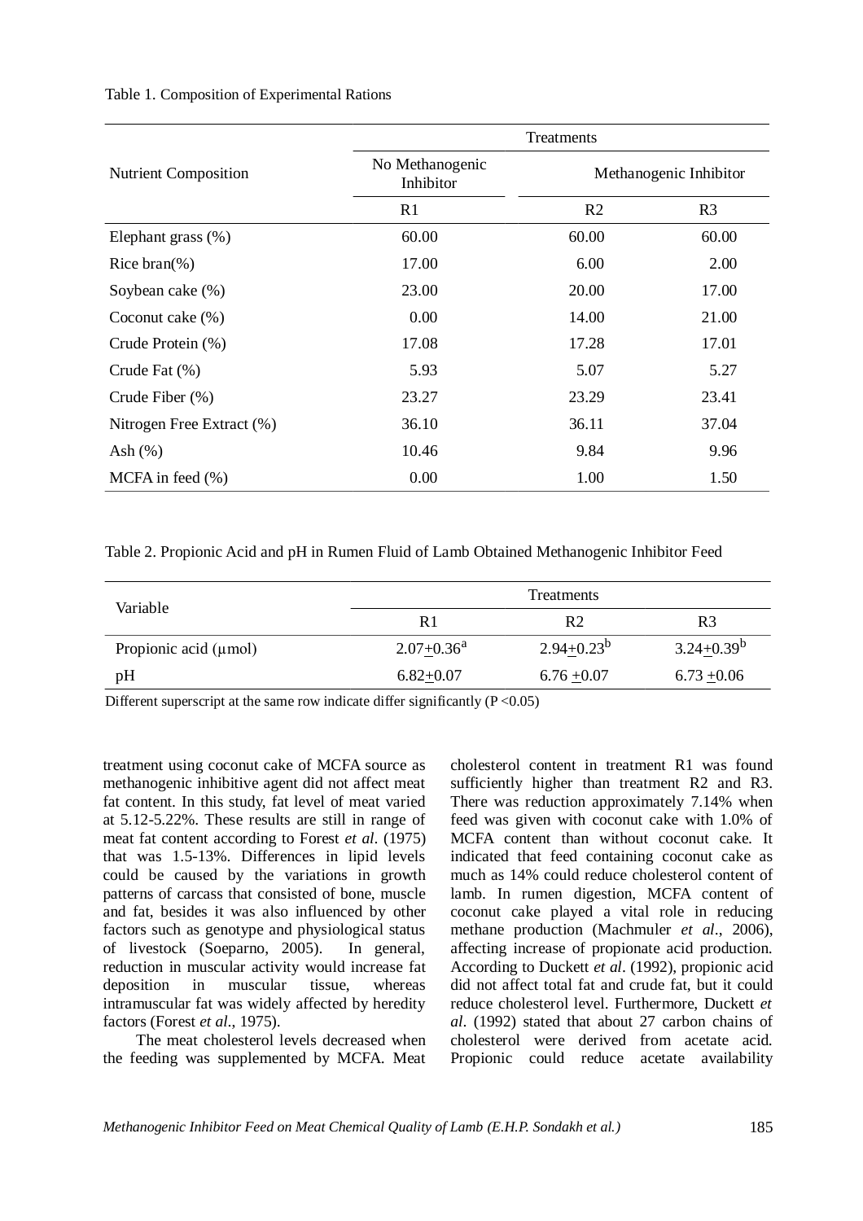Table 1. Composition of Experimental Rations

| Nutrient Composition | Treatments | | |
|---|---|---|---|
| | No Methanogenic Inhibitor | Methanogenic Inhibitor | |
| | R1 | R2 | R3 |
| Elephant grass (%) | 60.00 | 60.00 | 60.00 |
| Rice bran(%) | 17.00 | 6.00 | 2.00 |
| Soybean cake (%) | 23.00 | 20.00 | 17.00 |
| Coconut cake (%) | 0.00 | 14.00 | 21.00 |
| Crude Protein (%) | 17.08 | 17.28 | 17.01 |
| Crude Fat (%) | 5.93 | 5.07 | 5.27 |
| Crude Fiber (%) | 23.27 | 23.29 | 23.41 |
| Nitrogen Free Extract (%) | 36.10 | 36.11 | 37.04 |
| Ash (%) | 10.46 | 9.84 | 9.96 |
| MCFA in feed (%) | 0.00 | 1.00 | 1.50 |

Table 2. Propionic Acid and pH in Rumen Fluid of Lamb Obtained Methanogenic Inhibitor Feed

| Variable | Treatments | | |
|---|---|---|---|
| | R1 | R2 | R3 |
| Propionic acid (μmol) | $2.07 \pm 0.36^{a}$ | $2.94 \pm 0.23^{b}$ | $3.24 \pm 0.39^{b}$ |
| pH | $6.82 \pm 0.07$ | $6.76 \pm 0.07$ | $6.73 \pm 0.06$ |

Different superscript at the same row indicate differ significantly ($P < 0.05$)

treatment using coconut cake of MCFA source as methanogenic inhibitive agent did not affect meat fat content. In this study, fat level of meat varied at 5.12-5.22%. These results are still in range of meat fat content according to Forest *et al*. (1975) that was 1.5-13%. Differences in lipid levels could be caused by the variations in growth patterns of carcass that consisted of bone, muscle and fat, besides it was also influenced by other factors such as genotype and physiological status of livestock (Soeparno, 2005). In general, reduction in muscular activity would increase fat deposition in muscular tissue, whereas intramuscular fat was widely affected by heredity factors (Forest *et al*., 1975).

The meat cholesterol levels decreased when the feeding was supplemented by MCFA. Meat cholesterol content in treatment R1 was found sufficiently higher than treatment R2 and R3. There was reduction approximately 7.14% when feed was given with coconut cake with 1.0% of MCFA content than without coconut cake. It indicated that feed containing coconut cake as much as 14% could reduce cholesterol content of lamb. In rumen digestion, MCFA content of coconut cake played a vital role in reducing methane production (Machmuler *et al*., 2006), affecting increase of propionate acid production. According to Duckett *et al*. (1992), propionic acid did not affect total fat and crude fat, but it could reduce cholesterol level. Furthermore, Duckett *et al*. (1992) stated that about 27 carbon chains of cholesterol were derived from acetate acid. Propionic could reduce acetate availability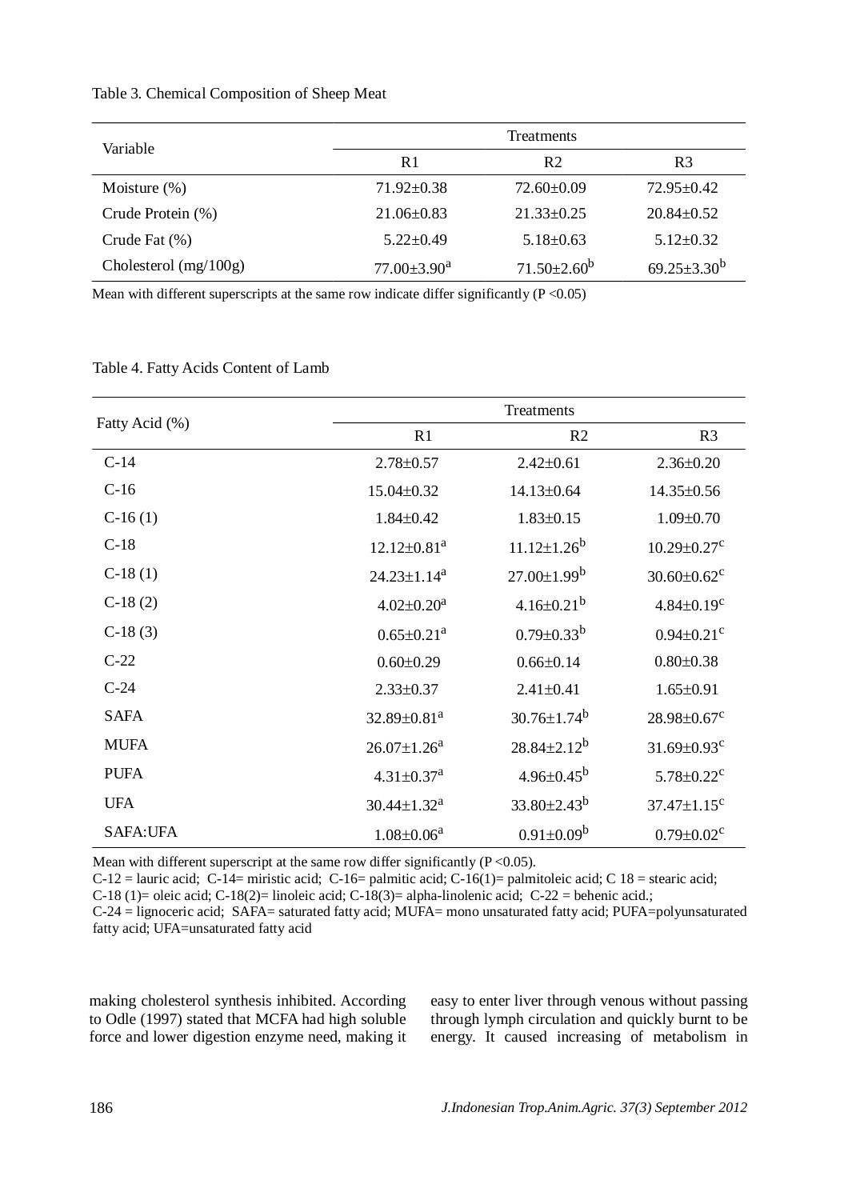Table 3. Chemical Composition of Sheep Meat

| Variable | Treatments | | |
|---|---|---|---|
| | R1 | R2 | R3 |
| Moisture (%) | 71.92±0.38 | 72.60±0.09 | 72.95±0.42 |
| Crude Protein (%) | 21.06±0.83 | 21.33±0.25 | 20.84±0.52 |
| Crude Fat (%) | 5.22±0.49 | 5.18±0.63 | 5.12±0.32 |
| Cholesterol (mg/100g) | 77.00±3.90[a] | 71.50±2.60[b] | 69.25±3.30[b] |

Mean with different superscripts at the same row indicate differ significantly ($P < 0.05$)

Table 4. Fatty Acids Content of Lamb

| Fatty Acid (%) | Treatments | | |
|---|---|---|---|
| | R1 | R2 | R3 |
| C-14 | 2.78±0.57 | 2.42±0.61 | 2.36±0.20 |
| C-16 | 15.04±0.32 | 14.13±0.64 | 14.35±0.56 |
| C-16 (1) | 1.84±0.42 | 1.83±0.15 | 1.09±0.70 |
| C-18 | 12.12±0.81[a] | 11.12±1.26[b] | 10.29±0.27[c] |
| C-18 (1) | 24.23±1.14[a] | 27.00±1.99[b] | 30.60±0.62[c] |
| C-18 (2) | 4.02±0.20[a] | 4.16±0.21[b] | 4.84±0.19[c] |
| C-18 (3) | 0.65±0.21[a] | 0.79±0.33[b] | 0.94±0.21[c] |
| C-22 | 0.60±0.29 | 0.66±0.14 | 0.80±0.38 |
| C-24 | 2.33±0.37 | 2.41±0.41 | 1.65±0.91 |
| SAFA | 32.89±0.81[a] | 30.76±1.74[b] | 28.98±0.67[c] |
| MUFA | 26.07±1.26[a] | 28.84±2.12[b] | 31.69±0.93[c] |
| PUFA | 4.31±0.37[a] | 4.96±0.45[b] | 5.78±0.22[c] |
| UFA | 30.44±1.32[a] | 33.80±2.43[b] | 37.47±1.15[c] |
| SAFA:UFA | 1.08±0.06[a] | 0.91±0.09[b] | 0.79±0.02[c] |

Mean with different superscript at the same row differ significantly ($P < 0.05$).
C-12 = lauric acid; C-14= miristic acid; C-16= palmitic acid; C-16(1)= palmitoleic acid; C 18 = stearic acid; C-18 (1)= oleic acid; C-18(2)= linoleic acid; C-18(3)= alpha-linolenic acid; C-22 = behenic acid.; C-24 = lignoceric acid; SAFA= saturated fatty acid; MUFA= mono unsaturated fatty acid; PUFA=polyunsaturated fatty acid; UFA=unsaturated fatty acid

making cholesterol synthesis inhibited. According to Odle (1997) stated that MCFA had high soluble force and lower digestion enzyme need, making it easy to enter liver through venous without passing through lymph circulation and quickly burnt to be energy. It caused increasing of metabolism in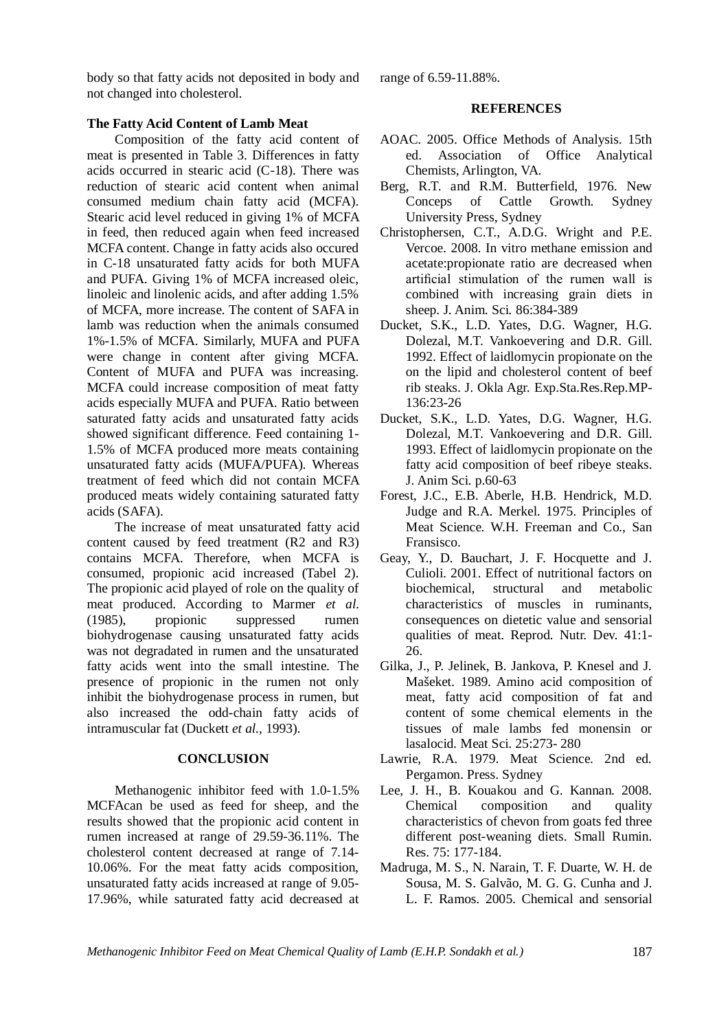body so that fatty acids not deposited in body and not changed into cholesterol.

### The Fatty Acid Content of Lamb Meat

Composition of the fatty acid content of meat is presented in Table 3. Differences in fatty acids occurred in stearic acid (C-18). There was reduction of stearic acid content when animal consumed medium chain fatty acid (MCFA). Stearic acid level reduced in giving 1% of MCFA in feed, then reduced again when feed increased MCFA content. Change in fatty acids also occured in C-18 unsaturated fatty acids for both MUFA and PUFA. Giving 1% of MCFA increased oleic, linoleic and linolenic acids, and after adding 1.5% of MCFA, more increase. The content of SAFA in lamb was reduction when the animals consumed 1%-1.5% of MCFA. Similarly, MUFA and PUFA were change in content after giving MCFA. Content of MUFA and PUFA was increasing. MCFA could increase composition of meat fatty acids especially MUFA and PUFA. Ratio between saturated fatty acids and unsaturated fatty acids showed significant difference. Feed containing 1-1.5% of MCFA produced more meats containing unsaturated fatty acids (MUFA/PUFA). Whereas treatment of feed which did not contain MCFA produced meats widely containing saturated fatty acids (SAFA).

The increase of meat unsaturated fatty acid content caused by feed treatment (R2 and R3) contains MCFA. Therefore, when MCFA is consumed, propionic acid increased (Tabel 2). The propionic acid played of role on the quality of meat produced. According to Marmer *et al.* (1985), propionic suppressed rumen biohydrogenase causing unsaturated fatty acids was not degradated in rumen and the unsaturated fatty acids went into the small intestine. The presence of propionic in the rumen not only inhibit the biohydrogenase process in rumen, but also increased the odd-chain fatty acids of intramuscular fat (Duckett *et al.*, 1993).

## CONCLUSION

Methanogenic inhibitor feed with 1.0-1.5% MCFAcan be used as feed for sheep, and the results showed that the propionic acid content in rumen increased at range of 29.59-36.11%. The cholesterol content decreased at range of 7.14-10.06%. For the meat fatty acids composition, unsaturated fatty acids increased at range of 9.05-17.96%, while saturated fatty acid decreased at range of 6.59-11.88%.

## REFERENCES

AOAC. 2005. Office Methods of Analysis. 15th ed. Association of Office Analytical Chemists, Arlington, VA.

Berg, R.T. and R.M. Butterfield, 1976. New Conceps of Cattle Growth. Sydney University Press, Sydney

Christophersen, C.T., A.D.G. Wright and P.E. Vercoe. 2008. In vitro methane emission and acetate:propionate ratio are decreased when artificial stimulation of the rumen wall is combined with increasing grain diets in sheep. J. Anim. Sci. 86:384-389

Ducket, S.K., L.D. Yates, D.G. Wagner, H.G. Dolezal, M.T. Vankoevering and D.R. Gill. 1992. Effect of laidlomycin propionate on the on the lipid and cholesterol content of beef rib steaks. J. Okla Agr. Exp.Sta.Res.Rep.MP-136:23-26

Ducket, S.K., L.D. Yates, D.G. Wagner, H.G. Dolezal, M.T. Vankoevering and D.R. Gill. 1993. Effect of laidlomycin propionate on the fatty acid composition of beef ribeye steaks. J. Anim Sci. p.60-63

Forest, J.C., E.B. Aberle, H.B. Hendrick, M.D. Judge and R.A. Merkel. 1975. Principles of Meat Science. W.H. Freeman and Co., San Fransisco.

Geay, Y., D. Bauchart, J. F. Hocquette and J. Culioli. 2001. Effect of nutritional factors on biochemical, structural and metabolic characteristics of muscles in ruminants, consequences on dietetic value and sensorial qualities of meat. Reprod. Nutr. Dev. 41:1-26.

Gilka, J., P. Jelinek, B. Jankova, P. Knesel and J. Mašeket. 1989. Amino acid composition of meat, fatty acid composition of fat and content of some chemical elements in the tissues of male lambs fed monensin or lasalocid. Meat Sci. 25:273- 280

Lawrie, R.A. 1979. Meat Science. 2nd ed. Pergamon. Press. Sydney

Lee, J. H., B. Kouakou and G. Kannan. 2008. Chemical composition and quality characteristics of chevon from goats fed three different post-weaning diets. Small Rumin. Res. 75: 177-184.

Madruga, M. S., N. Narain, T. F. Duarte, W. H. de Sousa, M. S. Galvão, M. G. G. Cunha and J. L. F. Ramos. 2005. Chemical and sensorial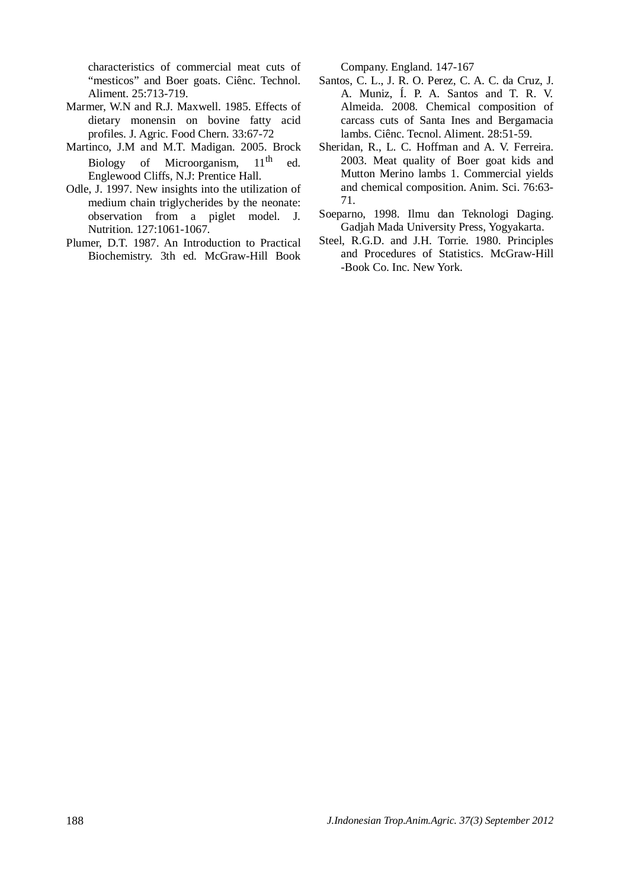characteristics of commercial meat cuts of "mesticos" and Boer goats. Ciênc. Technol. Aliment. 25:713-719.

Marmer, W.N and R.J. Maxwell. 1985. Effects of dietary monensin on bovine fatty acid profiles. J. Agric. Food Chern. 33:67-72

Martinco, J.M and M.T. Madigan. 2005. Brock Biology of Microorganism, 11th ed. Englewood Cliffs, N.J: Prentice Hall.

Odle, J. 1997. New insights into the utilization of medium chain triglycherides by the neonate: observation from a piglet model. J. Nutrition. 127:1061-1067.

Plumer, D.T. 1987. An Introduction to Practical Biochemistry. 3th ed. McGraw-Hill Book Company. England. 147-167

Santos, C. L., J. R. O. Perez, C. A. C. da Cruz, J. A. Muniz, Í. P. A. Santos and T. R. V. Almeida. 2008. Chemical composition of carcass cuts of Santa Ines and Bergamacia lambs. Ciênc. Tecnol. Aliment. 28:51-59.

Sheridan, R., L. C. Hoffman and A. V. Ferreira. 2003. Meat quality of Boer goat kids and Mutton Merino lambs 1. Commercial yields and chemical composition. Anim. Sci. 76:63-71.

Soeparno, 1998. Ilmu dan Teknologi Daging. Gadjah Mada University Press, Yogyakarta.

Steel, R.G.D. and J.H. Torrie. 1980. Principles and Procedures of Statistics. McGraw-Hill -Book Co. Inc. New York.